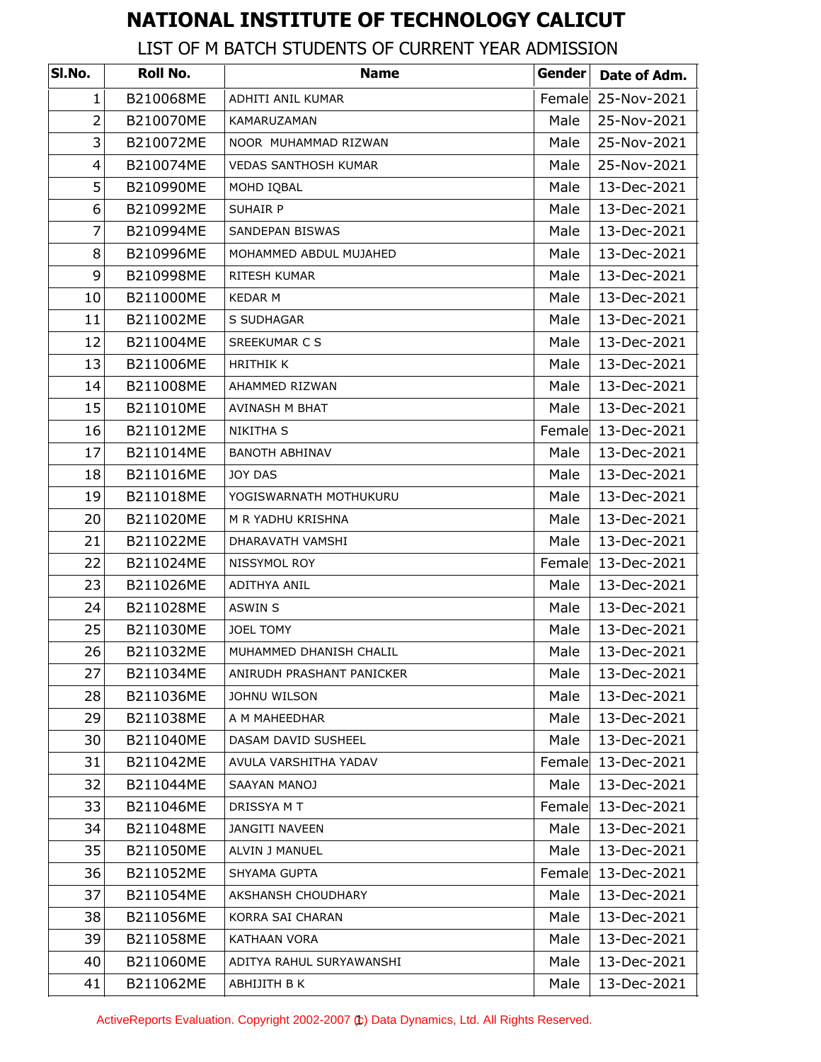# NATIONAL INSTITUTE OF TECHNOLOGY CALICUT

LIST OF M BATCH STUDENTS OF CURRENT YEAR ADMISSION

| Sl.No. | Roll No. | Name | Gender | Date of Adm. |
|---|---|---|---|---|
| 1 | B210068ME | ADHITI ANIL KUMAR | Female | 25-Nov-2021 |
| 2 | B210070ME | KAMARUZAMAN | Male | 25-Nov-2021 |
| 3 | B210072ME | NOOR MUHAMMAD RIZWAN | Male | 25-Nov-2021 |
| 4 | B210074ME | VEDAS SANTHOSH KUMAR | Male | 25-Nov-2021 |
| 5 | B210990ME | MOHD IQBAL | Male | 13-Dec-2021 |
| 6 | B210992ME | SUHAIR P | Male | 13-Dec-2021 |
| 7 | B210994ME | SANDEPAN BISWAS | Male | 13-Dec-2021 |
| 8 | B210996ME | MOHAMMED ABDUL MUJAHED | Male | 13-Dec-2021 |
| 9 | B210998ME | RITESH KUMAR | Male | 13-Dec-2021 |
| 10 | B211000ME | KEDAR M | Male | 13-Dec-2021 |
| 11 | B211002ME | S SUDHAGAR | Male | 13-Dec-2021 |
| 12 | B211004ME | SREEKUMAR C S | Male | 13-Dec-2021 |
| 13 | B211006ME | HRITHIK K | Male | 13-Dec-2021 |
| 14 | B211008ME | AHAMMED RIZWAN | Male | 13-Dec-2021 |
| 15 | B211010ME | AVINASH M BHAT | Male | 13-Dec-2021 |
| 16 | B211012ME | NIKITHA S | Female | 13-Dec-2021 |
| 17 | B211014ME | BANOTH ABHINAV | Male | 13-Dec-2021 |
| 18 | B211016ME | JOY DAS | Male | 13-Dec-2021 |
| 19 | B211018ME | YOGISWARNATH MOTHUKURU | Male | 13-Dec-2021 |
| 20 | B211020ME | M R YADHU KRISHNA | Male | 13-Dec-2021 |
| 21 | B211022ME | DHARAVATH VAMSHI | Male | 13-Dec-2021 |
| 22 | B211024ME | NISSYMOL ROY | Female | 13-Dec-2021 |
| 23 | B211026ME | ADITHYA ANIL | Male | 13-Dec-2021 |
| 24 | B211028ME | ASWIN S | Male | 13-Dec-2021 |
| 25 | B211030ME | JOEL TOMY | Male | 13-Dec-2021 |
| 26 | B211032ME | MUHAMMED DHANISH CHALIL | Male | 13-Dec-2021 |
| 27 | B211034ME | ANIRUDH PRASHANT PANICKER | Male | 13-Dec-2021 |
| 28 | B211036ME | JOHNU WILSON | Male | 13-Dec-2021 |
| 29 | B211038ME | A M MAHEEDHAR | Male | 13-Dec-2021 |
| 30 | B211040ME | DASAM DAVID SUSHEEL | Male | 13-Dec-2021 |
| 31 | B211042ME | AVULA VARSHITHA YADAV | Female | 13-Dec-2021 |
| 32 | B211044ME | SAAYAN MANOJ | Male | 13-Dec-2021 |
| 33 | B211046ME | DRISSYA M T | Female | 13-Dec-2021 |
| 34 | B211048ME | JANGITI NAVEEN | Male | 13-Dec-2021 |
| 35 | B211050ME | ALVIN J MANUEL | Male | 13-Dec-2021 |
| 36 | B211052ME | SHYAMA GUPTA | Female | 13-Dec-2021 |
| 37 | B211054ME | AKSHANSH CHOUDHARY | Male | 13-Dec-2021 |
| 38 | B211056ME | KORRA SAI CHARAN | Male | 13-Dec-2021 |
| 39 | B211058ME | KATHAAN VORA | Male | 13-Dec-2021 |
| 40 | B211060ME | ADITYA RAHUL SURYAWANSHI | Male | 13-Dec-2021 |
| 41 | B211062ME | ABHIJITH B K | Male | 13-Dec-2021 |

ActiveReports Evaluation. Copyright 2002-2007 (c) Data Dynamics, Ltd. All Rights Reserved.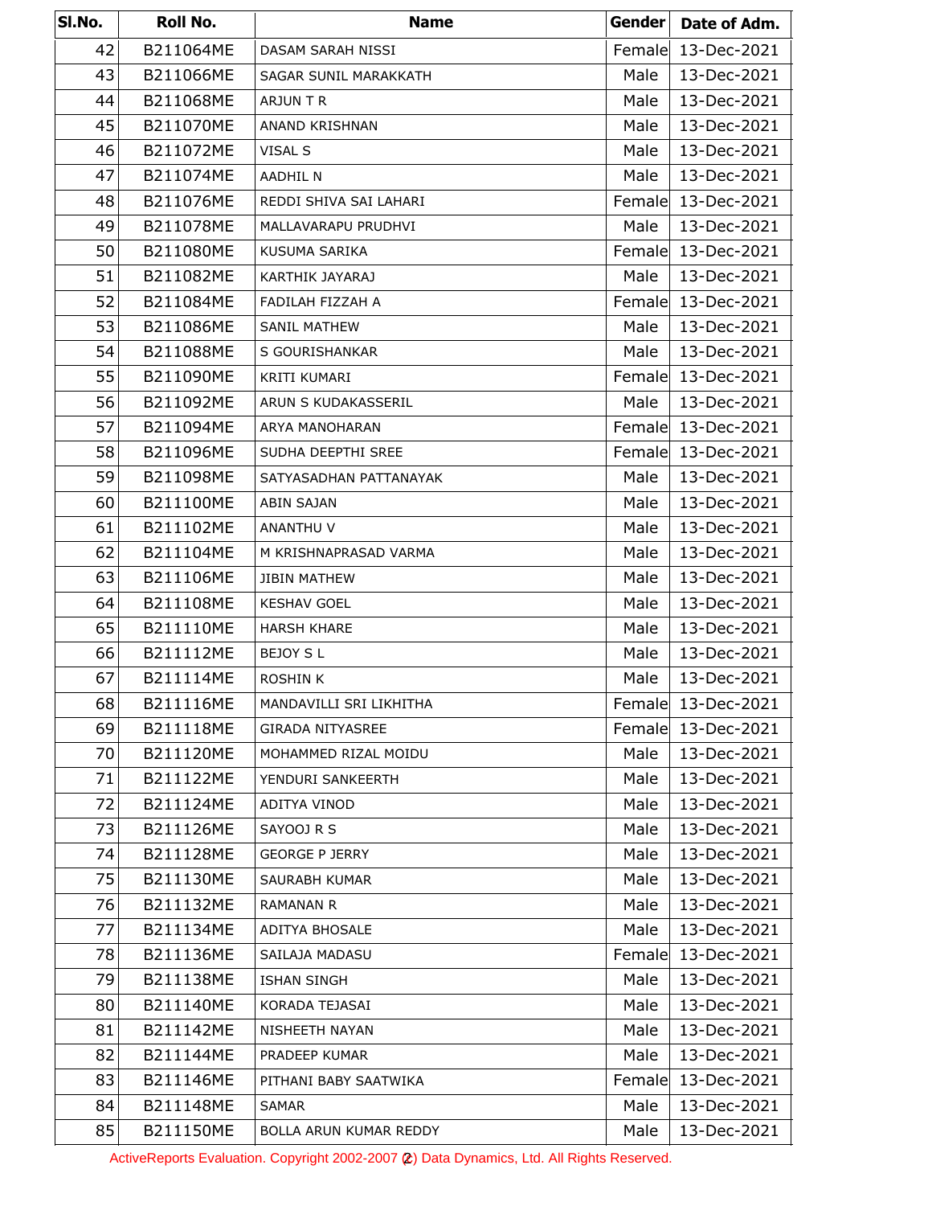| Sl.No. | Roll No. | Name | Gender | Date of Adm. |
|---|---|---|---|---|
| 42 | B211064ME | DASAM SARAH NISSI | Female | 13-Dec-2021 |
| 43 | B211066ME | SAGAR SUNIL MARAKKATH | Male | 13-Dec-2021 |
| 44 | B211068ME | ARJUN T R | Male | 13-Dec-2021 |
| 45 | B211070ME | ANAND KRISHNAN | Male | 13-Dec-2021 |
| 46 | B211072ME | VISAL S | Male | 13-Dec-2021 |
| 47 | B211074ME | AADHIL N | Male | 13-Dec-2021 |
| 48 | B211076ME | REDDI SHIVA SAI LAHARI | Female | 13-Dec-2021 |
| 49 | B211078ME | MALLAVARAPU PRUDHVI | Male | 13-Dec-2021 |
| 50 | B211080ME | KUSUMA SARIKA | Female | 13-Dec-2021 |
| 51 | B211082ME | KARTHIK JAYARAJ | Male | 13-Dec-2021 |
| 52 | B211084ME | FADILAH FIZZAH A | Female | 13-Dec-2021 |
| 53 | B211086ME | SANIL MATHEW | Male | 13-Dec-2021 |
| 54 | B211088ME | S GOURISHANKAR | Male | 13-Dec-2021 |
| 55 | B211090ME | KRITI KUMARI | Female | 13-Dec-2021 |
| 56 | B211092ME | ARUN S KUDAKASSERIL | Male | 13-Dec-2021 |
| 57 | B211094ME | ARYA MANOHARAN | Female | 13-Dec-2021 |
| 58 | B211096ME | SUDHA DEEPTHI SREE | Female | 13-Dec-2021 |
| 59 | B211098ME | SATYASADHAN PATTANAYAK | Male | 13-Dec-2021 |
| 60 | B211100ME | ABIN SAJAN | Male | 13-Dec-2021 |
| 61 | B211102ME | ANANTHU V | Male | 13-Dec-2021 |
| 62 | B211104ME | M KRISHNAPRASAD VARMA | Male | 13-Dec-2021 |
| 63 | B211106ME | JIBIN MATHEW | Male | 13-Dec-2021 |
| 64 | B211108ME | KESHAV GOEL | Male | 13-Dec-2021 |
| 65 | B211110ME | HARSH KHARE | Male | 13-Dec-2021 |
| 66 | B211112ME | BEJOY S L | Male | 13-Dec-2021 |
| 67 | B211114ME | ROSHIN K | Male | 13-Dec-2021 |
| 68 | B211116ME | MANDAVILLI SRI LIKHITHA | Female | 13-Dec-2021 |
| 69 | B211118ME | GIRADA NITYASREE | Female | 13-Dec-2021 |
| 70 | B211120ME | MOHAMMED RIZAL MOIDU | Male | 13-Dec-2021 |
| 71 | B211122ME | YENDURI SANKEERTH | Male | 13-Dec-2021 |
| 72 | B211124ME | ADITYA VINOD | Male | 13-Dec-2021 |
| 73 | B211126ME | SAYOOJ R S | Male | 13-Dec-2021 |
| 74 | B211128ME | GEORGE P JERRY | Male | 13-Dec-2021 |
| 75 | B211130ME | SAURABH KUMAR | Male | 13-Dec-2021 |
| 76 | B211132ME | RAMANAN R | Male | 13-Dec-2021 |
| 77 | B211134ME | ADITYA BHOSALE | Male | 13-Dec-2021 |
| 78 | B211136ME | SAILAJA MADASU | Female | 13-Dec-2021 |
| 79 | B211138ME | ISHAN SINGH | Male | 13-Dec-2021 |
| 80 | B211140ME | KORADA TEJASAI | Male | 13-Dec-2021 |
| 81 | B211142ME | NISHEETH NAYAN | Male | 13-Dec-2021 |
| 82 | B211144ME | PRADEEP KUMAR | Male | 13-Dec-2021 |
| 83 | B211146ME | PITHANI BABY SAATWIKA | Female | 13-Dec-2021 |
| 84 | B211148ME | SAMAR | Male | 13-Dec-2021 |
| 85 | B211150ME | BOLLA ARUN KUMAR REDDY | Male | 13-Dec-2021 |

ActiveReports Evaluation. Copyright 2002-2007 (c) Data Dynamics, Ltd. All Rights Reserved.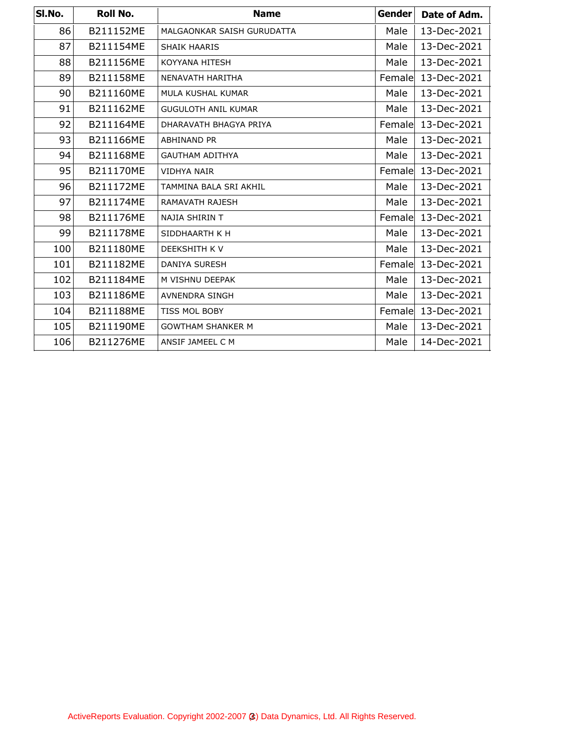| Sl.No. | Roll No. | Name | Gender | Date of Adm. |
|---|---|---|---|---|
| 86 | B211152ME | MALGAONKAR SAISH GURUDATTA | Male | 13-Dec-2021 |
| 87 | B211154ME | SHAIK HAARIS | Male | 13-Dec-2021 |
| 88 | B211156ME | KOYYANA HITESH | Male | 13-Dec-2021 |
| 89 | B211158ME | NENAVATH HARITHA | Female | 13-Dec-2021 |
| 90 | B211160ME | MULA KUSHAL KUMAR | Male | 13-Dec-2021 |
| 91 | B211162ME | GUGULOTH ANIL KUMAR | Male | 13-Dec-2021 |
| 92 | B211164ME | DHARAVATH BHAGYA PRIYA | Female | 13-Dec-2021 |
| 93 | B211166ME | ABHINAND PR | Male | 13-Dec-2021 |
| 94 | B211168ME | GAUTHAM ADITHYA | Male | 13-Dec-2021 |
| 95 | B211170ME | VIDHYA NAIR | Female | 13-Dec-2021 |
| 96 | B211172ME | TAMMINA BALA SRI AKHIL | Male | 13-Dec-2021 |
| 97 | B211174ME | RAMAVATH RAJESH | Male | 13-Dec-2021 |
| 98 | B211176ME | NAJIA SHIRIN T | Female | 13-Dec-2021 |
| 99 | B211178ME | SIDDHAARTH K H | Male | 13-Dec-2021 |
| 100 | B211180ME | DEEKSHITH K V | Male | 13-Dec-2021 |
| 101 | B211182ME | DANIYA SURESH | Female | 13-Dec-2021 |
| 102 | B211184ME | M VISHNU DEEPAK | Male | 13-Dec-2021 |
| 103 | B211186ME | AVNENDRA SINGH | Male | 13-Dec-2021 |
| 104 | B211188ME | TISS MOL BOBY | Female | 13-Dec-2021 |
| 105 | B211190ME | GOWTHAM SHANKER M | Male | 13-Dec-2021 |
| 106 | B211276ME | ANSIF JAMEEL C M | Male | 14-Dec-2021 |

ActiveReports Evaluation. Copyright 2002-2007 (c) Data Dynamics, Ltd. All Rights Reserved.